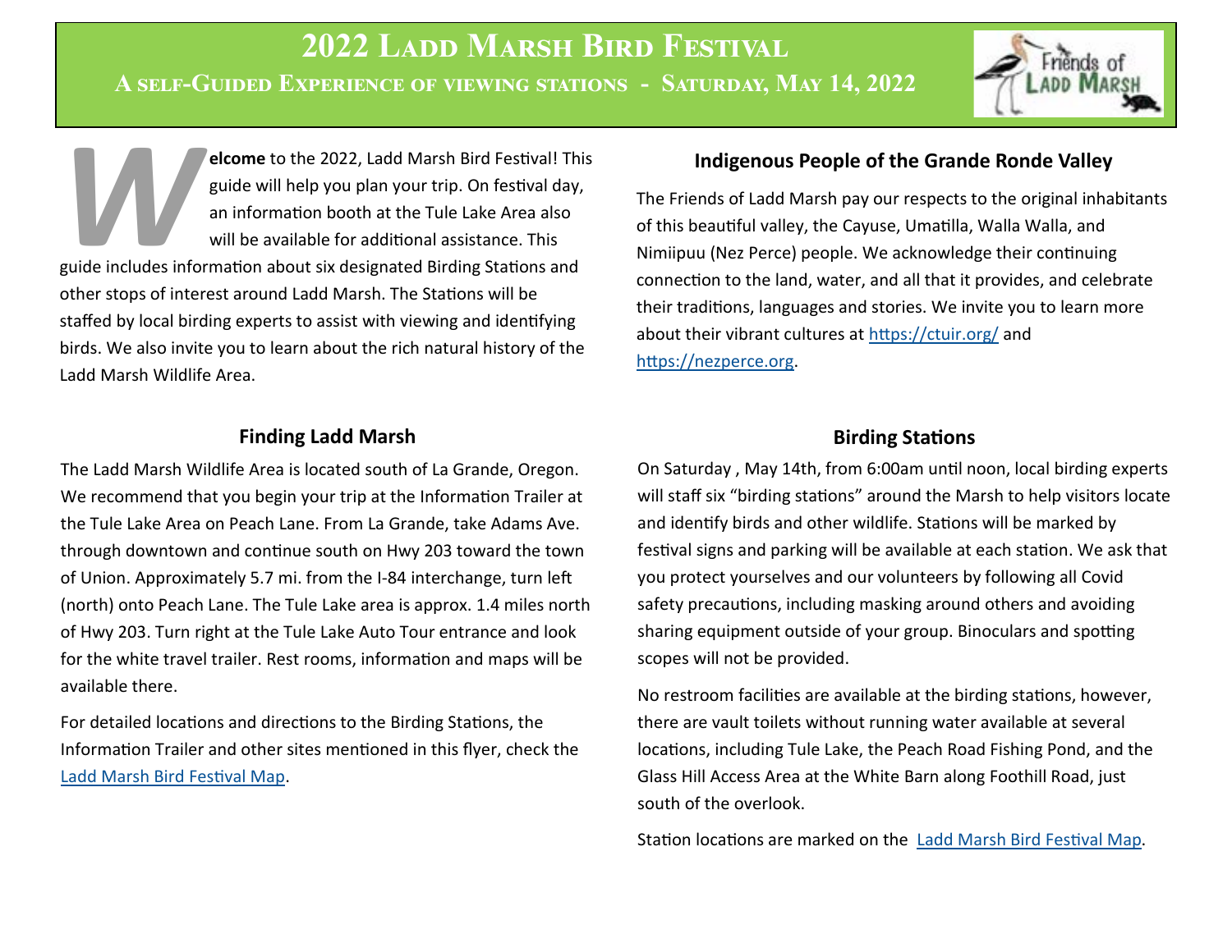# 2022 Ladd Marsh Bird Festival

## A self-Guided Experience of viewing stations - Saturday, May 14, 2022

**Welcome** to the 2022, Ladd Marsh Bird Festival! This guide will help you plan your trip. On festival day, an information booth at the Tule Lake Area also will be available for additional assistance. This guide includes information about six designated Birding Stations and other stops of interest around Ladd Marsh. The Stations will be staffed by local birding experts to assist with viewing and identifying birds. We also invite you to learn about the rich natural history of the Ladd Marsh Wildlife Area.

### Finding Ladd Marsh

The Ladd Marsh Wildlife Area is located south of La Grande, Oregon. We recommend that you begin your trip at the Information Trailer at the Tule Lake Area on Peach Lane. From La Grande, take Adams Ave. through downtown and continue south on Hwy 203 toward the town of Union. Approximately 5.7 mi. from the I-84 interchange, turn left (north) onto Peach Lane. The Tule Lake area is approx. 1.4 miles north of Hwy 203. Turn right at the Tule Lake Auto Tour entrance and look for the white travel trailer. Rest rooms, information and maps will be available there.

For detailed locations and directions to the Birding Stations, the Information Trailer and other sites mentioned in this flyer, check the Ladd Marsh Bird Festival Map.

### Indigenous People of the Grande Ronde Valley

The Friends of Ladd Marsh pay our respects to the original inhabitants of this beautiful valley, the Cayuse, Umatilla, Walla Walla, and Nimiipuu (Nez Perce) people. We acknowledge their continuing connection to the land, water, and all that it provides, and celebrate their traditions, languages and stories. We invite you to learn more about their vibrant cultures at https://ctuir.org/ and https://nezperce.org.

### Birding Stations

On Saturday , May 14th, from 6:00am until noon, local birding experts will staff six "birding stations" around the Marsh to help visitors locate and identify birds and other wildlife. Stations will be marked by festival signs and parking will be available at each station. We ask that you protect yourselves and our volunteers by following all Covid safety precautions, including masking around others and avoiding sharing equipment outside of your group. Binoculars and spotting scopes will not be provided.

No restroom facilities are available at the birding stations, however, there are vault toilets without running water available at several locations, including Tule Lake, the Peach Road Fishing Pond, and the Glass Hill Access Area at the White Barn along Foothill Road, just south of the overlook.

Station locations are marked on the Ladd Marsh Bird Festival Map.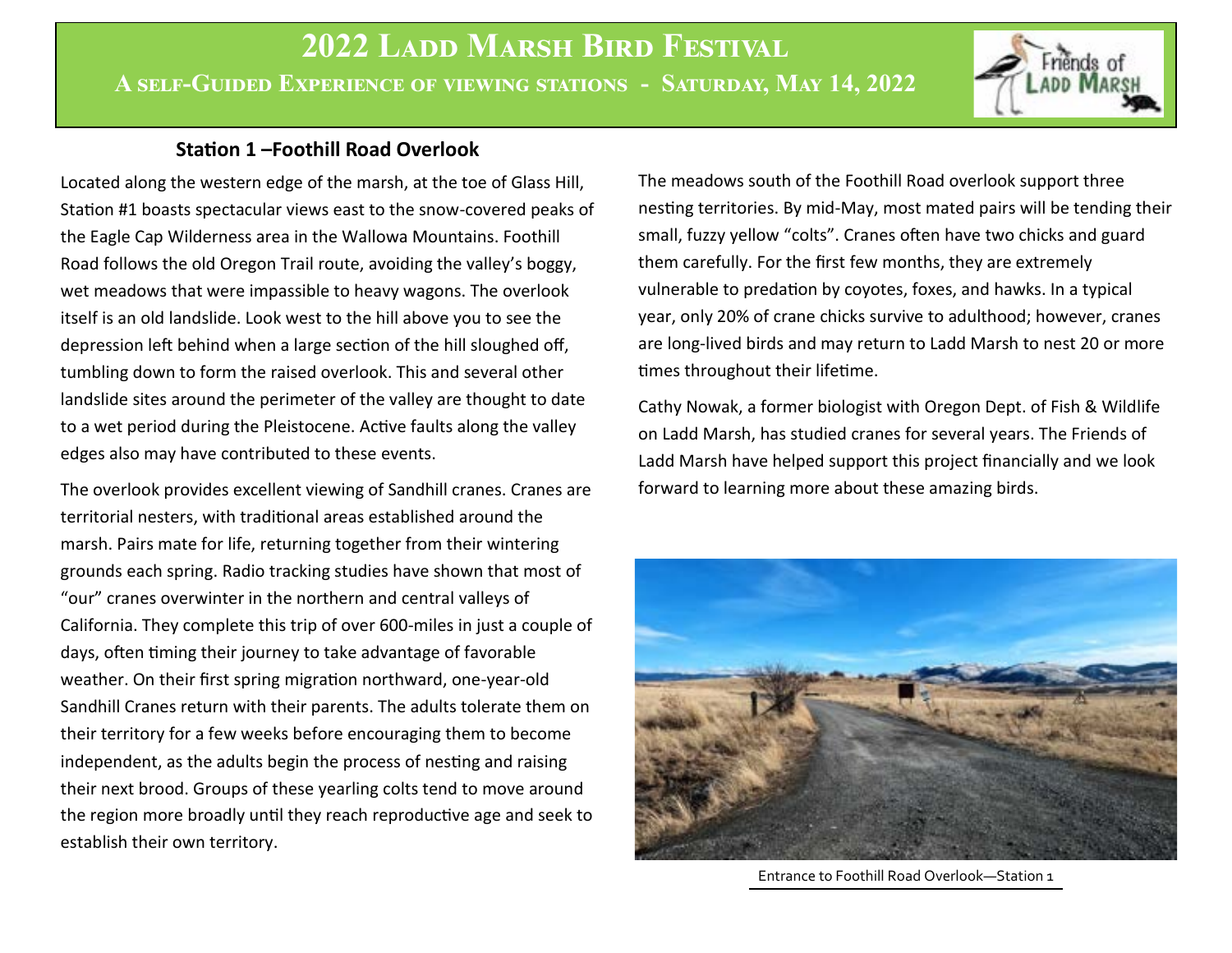# 2022 Ladd Marsh Bird Festival

## A self-Guided Experience of viewing stations - Saturday, May 14, 2022

### Station 1 –Foothill Road Overlook

Located along the western edge of the marsh, at the toe of Glass Hill, Station #1 boasts spectacular views east to the snow-covered peaks of the Eagle Cap Wilderness area in the Wallowa Mountains. Foothill Road follows the old Oregon Trail route, avoiding the valley's boggy, wet meadows that were impassible to heavy wagons. The overlook itself is an old landslide. Look west to the hill above you to see the depression left behind when a large section of the hill sloughed off, tumbling down to form the raised overlook. This and several other landslide sites around the perimeter of the valley are thought to date to a wet period during the Pleistocene. Active faults along the valley edges also may have contributed to these events.

The overlook provides excellent viewing of Sandhill cranes. Cranes are territorial nesters, with traditional areas established around the marsh. Pairs mate for life, returning together from their wintering grounds each spring. Radio tracking studies have shown that most of "our" cranes overwinter in the northern and central valleys of California. They complete this trip of over 600-miles in just a couple of days, often timing their journey to take advantage of favorable weather. On their first spring migration northward, one-year-old Sandhill Cranes return with their parents. The adults tolerate them on their territory for a few weeks before encouraging them to become independent, as the adults begin the process of nesting and raising their next brood. Groups of these yearling colts tend to move around the region more broadly until they reach reproductive age and seek to establish their own territory.

The meadows south of the Foothill Road overlook support three nesting territories. By mid-May, most mated pairs will be tending their small, fuzzy yellow "colts". Cranes often have two chicks and guard them carefully. For the first few months, they are extremely vulnerable to predation by coyotes, foxes, and hawks. In a typical year, only 20% of crane chicks survive to adulthood; however, cranes are long-lived birds and may return to Ladd Marsh to nest 20 or more times throughout their lifetime.

Cathy Nowak, a former biologist with Oregon Dept. of Fish & Wildlife on Ladd Marsh, has studied cranes for several years. The Friends of Ladd Marsh have helped support this project financially and we look forward to learning more about these amazing birds.

Entrance to Foothill Road Overlook—Station 1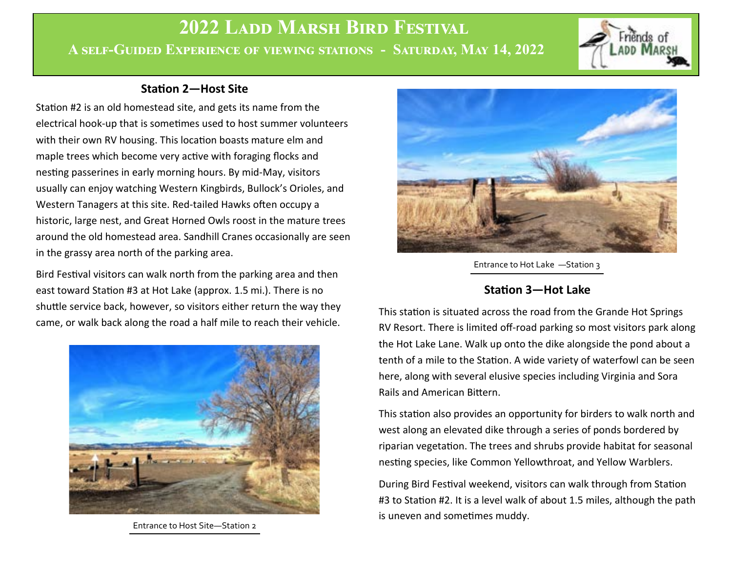# 2022 Ladd Marsh Bird Festival

## A self-Guided Experience of viewing stations - Saturday, May 14, 2022

### Station 2—Host Site

Station #2 is an old homestead site, and gets its name from the electrical hook-up that is sometimes used to host summer volunteers with their own RV housing. This location boasts mature elm and maple trees which become very active with foraging flocks and nesting passerines in early morning hours. By mid-May, visitors usually can enjoy watching Western Kingbirds, Bullock's Orioles, and Western Tanagers at this site. Red-tailed Hawks often occupy a historic, large nest, and Great Horned Owls roost in the mature trees around the old homestead area. Sandhill Cranes occasionally are seen in the grassy area north of the parking area.

Bird Festival visitors can walk north from the parking area and then east toward Station #3 at Hot Lake (approx. 1.5 mi.). There is no shuttle service back, however, so visitors either return the way they came, or walk back along the road a half mile to reach their vehicle.

Entrance to Host Site—Station 2

Entrance to Hot Lake —Station 3

### Station 3—Hot Lake

This station is situated across the road from the Grande Hot Springs RV Resort. There is limited off-road parking so most visitors park along the Hot Lake Lane. Walk up onto the dike alongside the pond about a tenth of a mile to the Station. A wide variety of waterfowl can be seen here, along with several elusive species including Virginia and Sora Rails and American Bittern.

This station also provides an opportunity for birders to walk north and west along an elevated dike through a series of ponds bordered by riparian vegetation. The trees and shrubs provide habitat for seasonal nesting species, like Common Yellowthroat, and Yellow Warblers.

During Bird Festival weekend, visitors can walk through from Station #3 to Station #2. It is a level walk of about 1.5 miles, although the path is uneven and sometimes muddy.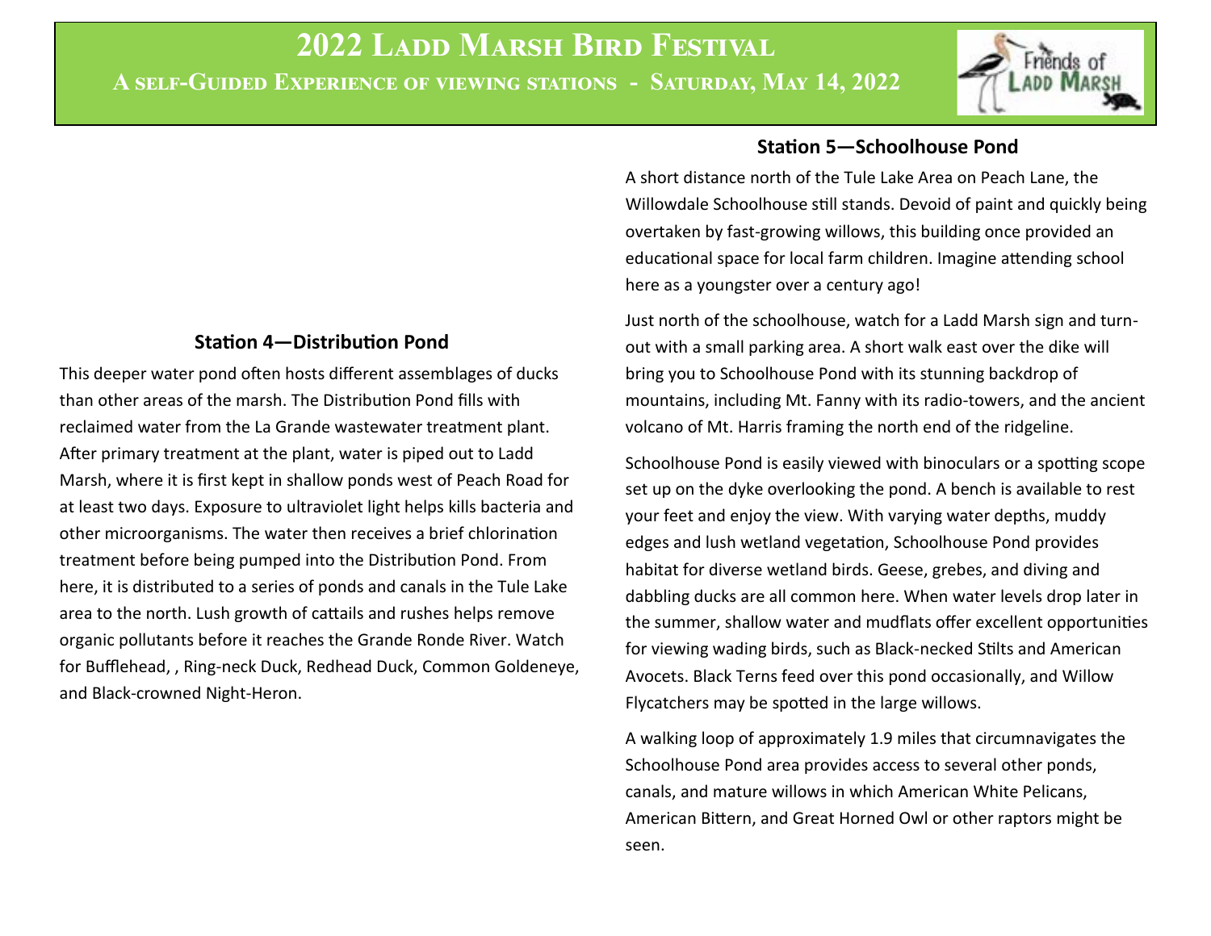# 2022 Ladd Marsh Bird Festival

## A self-Guided Experience of viewing stations - Saturday, May 14, 2022

### Station 4—Distribution Pond

This deeper water pond often hosts different assemblages of ducks than other areas of the marsh. The Distribution Pond fills with reclaimed water from the La Grande wastewater treatment plant. After primary treatment at the plant, water is piped out to Ladd Marsh, where it is first kept in shallow ponds west of Peach Road for at least two days. Exposure to ultraviolet light helps kills bacteria and other microorganisms. The water then receives a brief chlorination treatment before being pumped into the Distribution Pond. From here, it is distributed to a series of ponds and canals in the Tule Lake area to the north. Lush growth of cattails and rushes helps remove organic pollutants before it reaches the Grande Ronde River. Watch for Bufflehead, , Ring-neck Duck, Redhead Duck, Common Goldeneye, and Black-crowned Night-Heron.

### Station 5—Schoolhouse Pond

A short distance north of the Tule Lake Area on Peach Lane, the Willowdale Schoolhouse still stands. Devoid of paint and quickly being overtaken by fast-growing willows, this building once provided an educational space for local farm children. Imagine attending school here as a youngster over a century ago!

Just north of the schoolhouse, watch for a Ladd Marsh sign and turn-out with a small parking area. A short walk east over the dike will bring you to Schoolhouse Pond with its stunning backdrop of mountains, including Mt. Fanny with its radio-towers, and the ancient volcano of Mt. Harris framing the north end of the ridgeline.

Schoolhouse Pond is easily viewed with binoculars or a spotting scope set up on the dyke overlooking the pond. A bench is available to rest your feet and enjoy the view. With varying water depths, muddy edges and lush wetland vegetation, Schoolhouse Pond provides habitat for diverse wetland birds. Geese, grebes, and diving and dabbling ducks are all common here. When water levels drop later in the summer, shallow water and mudflats offer excellent opportunities for viewing wading birds, such as Black-necked Stilts and American Avocets. Black Terns feed over this pond occasionally, and Willow Flycatchers may be spotted in the large willows.

A walking loop of approximately 1.9 miles that circumnavigates the Schoolhouse Pond area provides access to several other ponds, canals, and mature willows in which American White Pelicans, American Bittern, and Great Horned Owl or other raptors might be seen.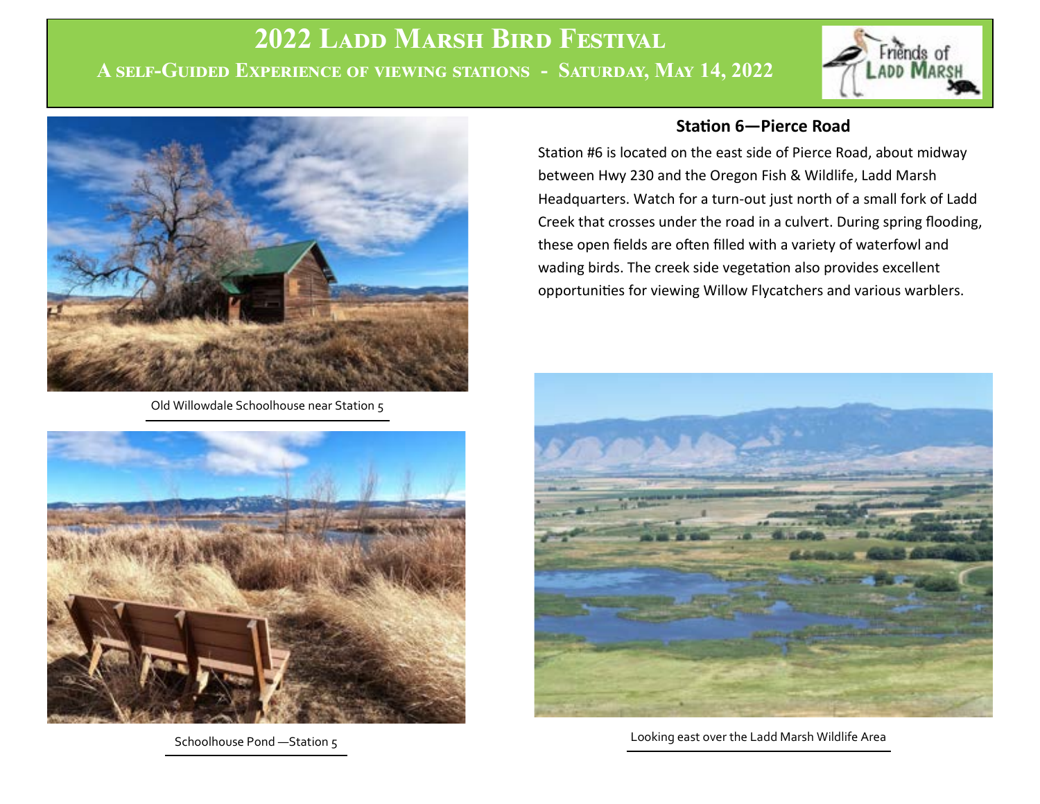# 2022 Ladd Marsh Bird Festival

**A self-Guided Experience of viewing stations - Saturday, May 14, 2022**

Old Willowdale Schoolhouse near Station 5

Schoolhouse Pond —Station 5

## Station 6—Pierce Road

Station #6 is located on the east side of Pierce Road, about midway between Hwy 230 and the Oregon Fish & Wildlife, Ladd Marsh Headquarters. Watch for a turn-out just north of a small fork of Ladd Creek that crosses under the road in a culvert. During spring flooding, these open fields are often filled with a variety of waterfowl and wading birds. The creek side vegetation also provides excellent opportunities for viewing Willow Flycatchers and various warblers.

Looking east over the Ladd Marsh Wildlife Area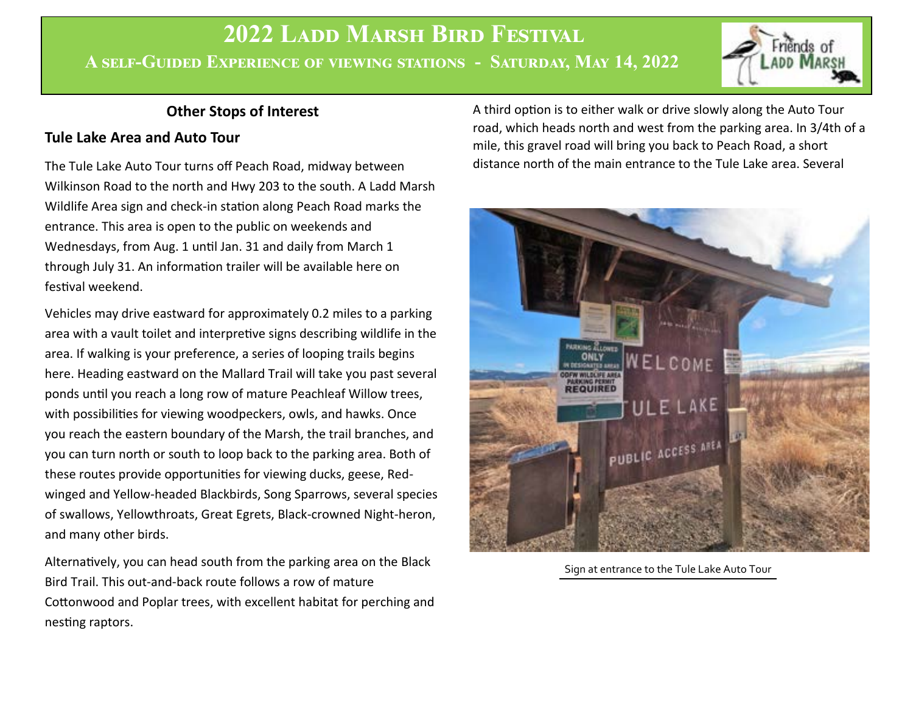# 2022 Ladd Marsh Bird Festival

## A self-Guided Experience of viewing stations - Saturday, May 14, 2022

### Other Stops of Interest

### Tule Lake Area and Auto Tour

The Tule Lake Auto Tour turns off Peach Road, midway between Wilkinson Road to the north and Hwy 203 to the south. A Ladd Marsh Wildlife Area sign and check-in station along Peach Road marks the entrance. This area is open to the public on weekends and Wednesdays, from Aug. 1 until Jan. 31 and daily from March 1 through July 31. An information trailer will be available here on festival weekend.

Vehicles may drive eastward for approximately 0.2 miles to a parking area with a vault toilet and interpretive signs describing wildlife in the area. If walking is your preference, a series of looping trails begins here. Heading eastward on the Mallard Trail will take you past several ponds until you reach a long row of mature Peachleaf Willow trees, with possibilities for viewing woodpeckers, owls, and hawks. Once you reach the eastern boundary of the Marsh, the trail branches, and you can turn north or south to loop back to the parking area. Both of these routes provide opportunities for viewing ducks, geese, Red-winged and Yellow-headed Blackbirds, Song Sparrows, several species of swallows, Yellowthroats, Great Egrets, Black-crowned Night-heron, and many other birds.

Alternatively, you can head south from the parking area on the Black Bird Trail. This out-and-back route follows a row of mature Cottonwood and Poplar trees, with excellent habitat for perching and nesting raptors.

A third option is to either walk or drive slowly along the Auto Tour road, which heads north and west from the parking area. In 3/4th of a mile, this gravel road will bring you back to Peach Road, a short distance north of the main entrance to the Tule Lake area. Several

Sign at entrance to the Tule Lake Auto Tour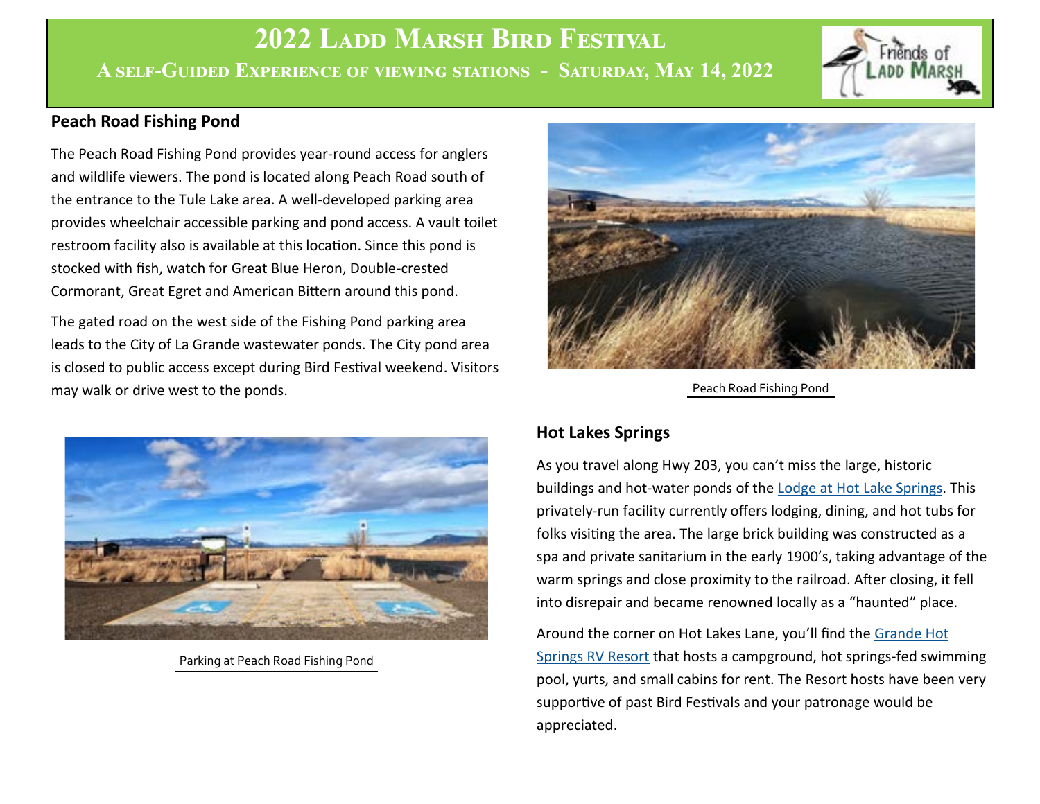# 2022 Ladd Marsh Bird Festival

## A self-Guided Experience of viewing stations - Saturday, May 14, 2022

### Peach Road Fishing Pond

The Peach Road Fishing Pond provides year-round access for anglers and wildlife viewers. The pond is located along Peach Road south of the entrance to the Tule Lake area. A well-developed parking area provides wheelchair accessible parking and pond access. A vault toilet restroom facility also is available at this location. Since this pond is stocked with fish, watch for Great Blue Heron, Double-crested Cormorant, Great Egret and American Bittern around this pond.

The gated road on the west side of the Fishing Pond parking area leads to the City of La Grande wastewater ponds. The City pond area is closed to public access except during Bird Festival weekend. Visitors may walk or drive west to the ponds.

Peach Road Fishing Pond

Parking at Peach Road Fishing Pond

### Hot Lakes Springs

As you travel along Hwy 203, you can't miss the large, historic buildings and hot-water ponds of the Lodge at Hot Lake Springs. This privately-run facility currently offers lodging, dining, and hot tubs for folks visiting the area. The large brick building was constructed as a spa and private sanitarium in the early 1900's, taking advantage of the warm springs and close proximity to the railroad. After closing, it fell into disrepair and became renowned locally as a "haunted" place.

Around the corner on Hot Lakes Lane, you'll find the Grande Hot Springs RV Resort that hosts a campground, hot springs-fed swimming pool, yurts, and small cabins for rent. The Resort hosts have been very supportive of past Bird Festivals and your patronage would be appreciated.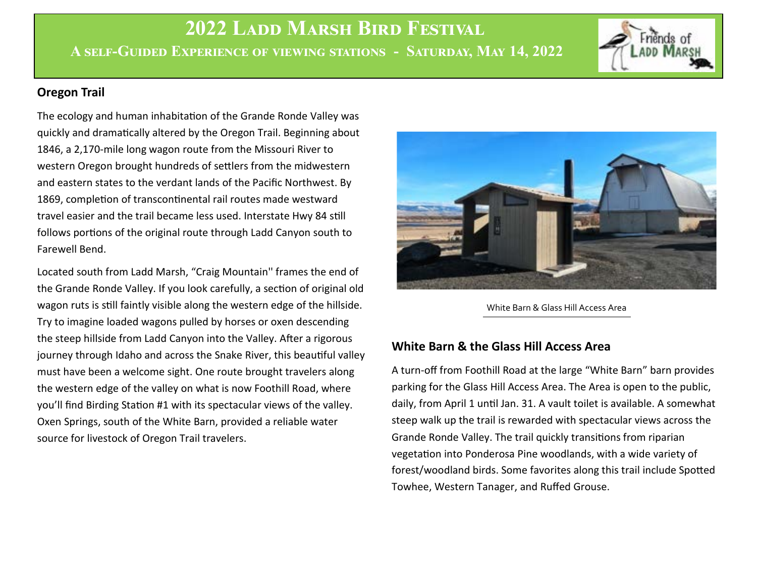# 2022 Ladd Marsh Bird Festival

## A self-Guided Experience of viewing stations - Saturday, May 14, 2022

### Oregon Trail

The ecology and human inhabitation of the Grande Ronde Valley was quickly and dramatically altered by the Oregon Trail. Beginning about 1846, a 2,170-mile long wagon route from the Missouri River to western Oregon brought hundreds of settlers from the midwestern and eastern states to the verdant lands of the Pacific Northwest. By 1869, completion of transcontinental rail routes made westward travel easier and the trail became less used. Interstate Hwy 84 still follows portions of the original route through Ladd Canyon south to Farewell Bend.

Located south from Ladd Marsh, "Craig Mountain'' frames the end of the Grande Ronde Valley. If you look carefully, a section of original old wagon ruts is still faintly visible along the western edge of the hillside. Try to imagine loaded wagons pulled by horses or oxen descending the steep hillside from Ladd Canyon into the Valley. After a rigorous journey through Idaho and across the Snake River, this beautiful valley must have been a welcome sight. One route brought travelers along the western edge of the valley on what is now Foothill Road, where you'll find Birding Station #1 with its spectacular views of the valley. Oxen Springs, south of the White Barn, provided a reliable water source for livestock of Oregon Trail travelers.

White Barn & Glass Hill Access Area

### White Barn & the Glass Hill Access Area

A turn-off from Foothill Road at the large "White Barn" barn provides parking for the Glass Hill Access Area. The Area is open to the public, daily, from April 1 until Jan. 31. A vault toilet is available. A somewhat steep walk up the trail is rewarded with spectacular views across the Grande Ronde Valley. The trail quickly transitions from riparian vegetation into Ponderosa Pine woodlands, with a wide variety of forest/woodland birds. Some favorites along this trail include Spotted Towhee, Western Tanager, and Ruffed Grouse.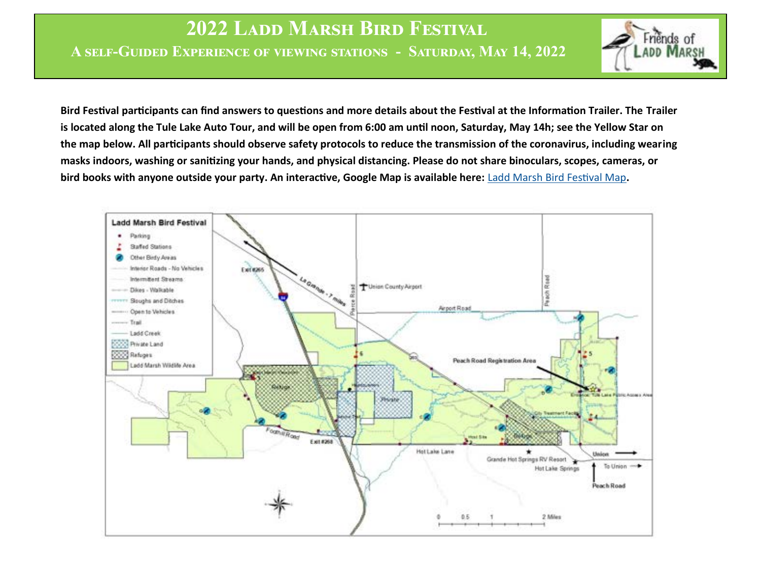# 2022 Ladd Marsh Bird Festival

## A self-Guided Experience of viewing stations - Saturday, May 14, 2022

Friends of Ladd Marsh

**Bird Festival participants can find answers to questions and more details about the Festival at the Information Trailer. The Trailer is located along the Tule Lake Auto Tour, and will be open from 6:00 am until noon, Saturday, May 14h; see the Yellow Star on the map below. All participants should observe safety protocols to reduce the transmission of the coronavirus, including wearing masks indoors, washing or sanitizing your hands, and physical distancing. Please do not share binoculars, scopes, cameras, or bird books with anyone outside your party. An interactive, Google Map is available here:** Ladd Marsh Bird Festival Map**.**

Ladd Marsh Bird Festival

Parking
Staffed Stations
Other Birdy Areas
Interior Roads - No Vehicles
Intermittent Streams
Dikes - Walkable
Sloughs and Ditches
Open to Vehicles
Trail
Ladd Creek
Private Land
Refuges
Ladd Marsh Wildlife Area

Exit #265
La Grande - 7 miles
84
Pierce Road
Union County Airport
Peach Road
Airport Road
203
Peach Road Registration Area
Refuge
Private
Foothill Road
Exit #268
Hot Lake Lane
Grande Hot Springs RV Resort
Hot Lake Springs
Union
To Union
Peach Road
0 0.5 1 2 Miles